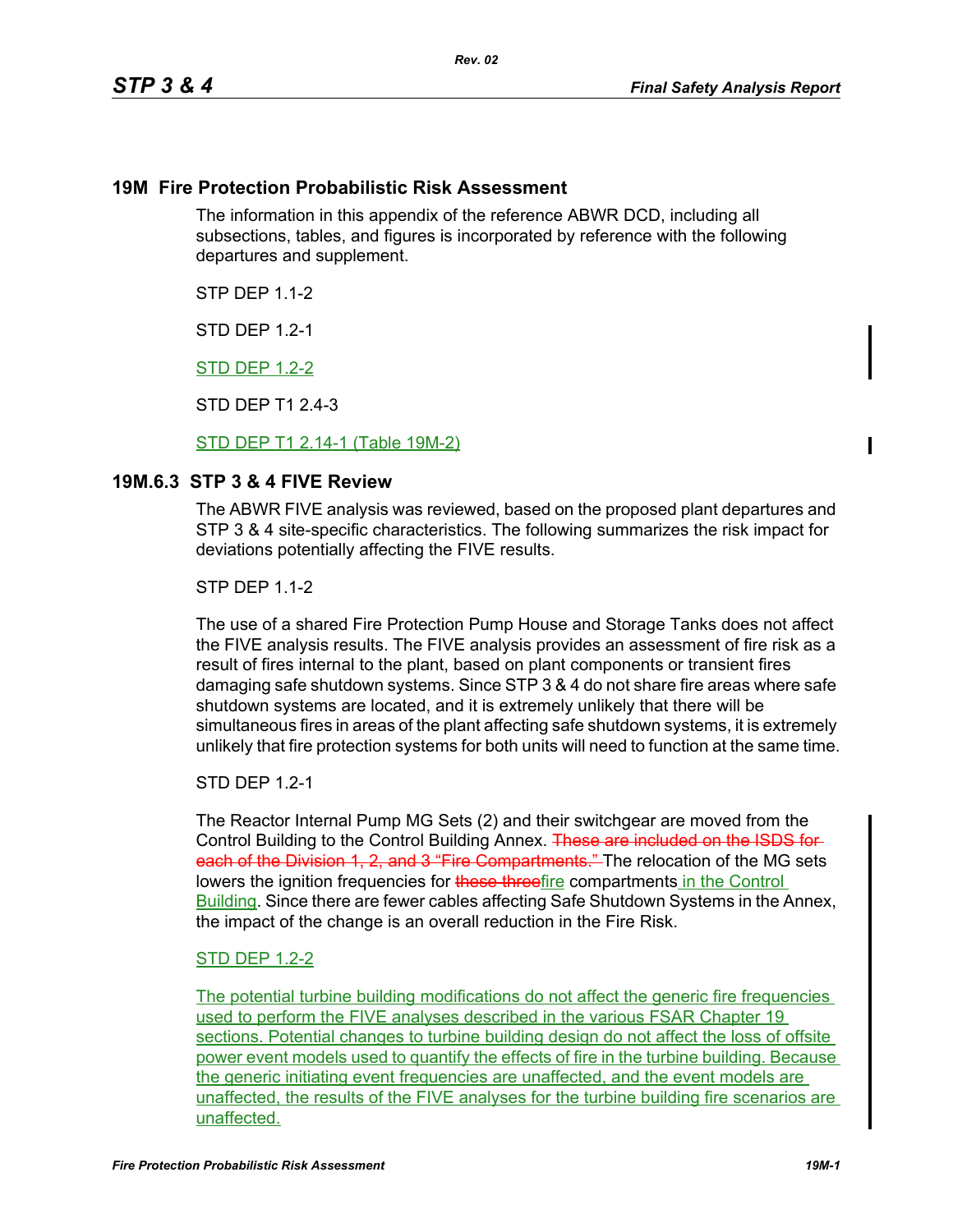# 19M Fire Protection Probabilistic Risk Assessment

The information in this appendix of the reference ABWR DCD, including all subsections, tables, and figures is incorporated by reference with the following departures and supplement.

STP DEP 1.1-2

STD DEP 1.2-1

STD DEP 1.2-2

STD DEP T1 2.4-3

STD DEP T1 2.14-1 (Table 19M-2)

## 19M.6.3 STP 3 & 4 FIVE Review

The ABWR FIVE analysis was reviewed, based on the proposed plant departures and STP 3 & 4 site-specific characteristics. The following summarizes the risk impact for deviations potentially affecting the FIVE results.

STP DEP 1.1-2

The use of a shared Fire Protection Pump House and Storage Tanks does not affect the FIVE analysis results. The FIVE analysis provides an assessment of fire risk as a result of fires internal to the plant, based on plant components or transient fires damaging safe shutdown systems. Since STP 3 & 4 do not share fire areas where safe shutdown systems are located, and it is extremely unlikely that there will be simultaneous fires in areas of the plant affecting safe shutdown systems, it is extremely unlikely that fire protection systems for both units will need to function at the same time.

STD DEP 1.2-1

The Reactor Internal Pump MG Sets (2) and their switchgear are moved from the Control Building to the Control Building Annex. ~~These are included on the ISDS for each of the Division 1, 2, and 3 "Fire Compartments."~~ The relocation of the MG sets lowers the ignition frequencies for ~~these three~~fire compartments in the Control Building. Since there are fewer cables affecting Safe Shutdown Systems in the Annex, the impact of the change is an overall reduction in the Fire Risk.

STD DEP 1.2-2

The potential turbine building modifications do not affect the generic fire frequencies used to perform the FIVE analyses described in the various FSAR Chapter 19 sections. Potential changes to turbine building design do not affect the loss of offsite power event models used to quantify the effects of fire in the turbine building. Because the generic initiating event frequencies are unaffected, and the event models are unaffected, the results of the FIVE analyses for the turbine building fire scenarios are unaffected.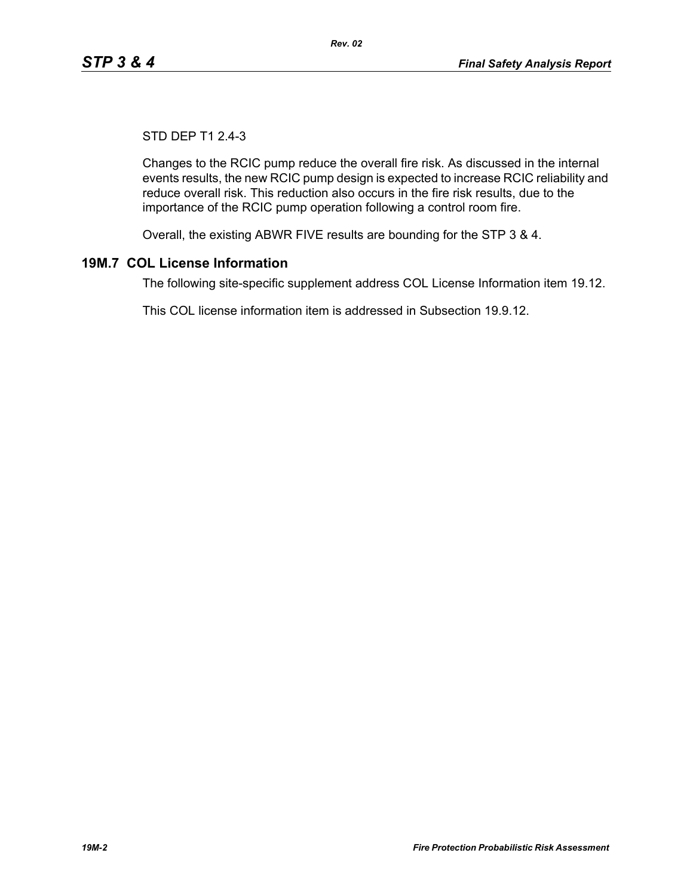STD DEP T1 2.4-3

Changes to the RCIC pump reduce the overall fire risk. As discussed in the internal events results, the new RCIC pump design is expected to increase RCIC reliability and reduce overall risk. This reduction also occurs in the fire risk results, due to the importance of the RCIC pump operation following a control room fire.

Overall, the existing ABWR FIVE results are bounding for the STP 3 & 4.

## 19M.7 COL License Information

The following site-specific supplement address COL License Information item 19.12.

This COL license information item is addressed in Subsection 19.9.12.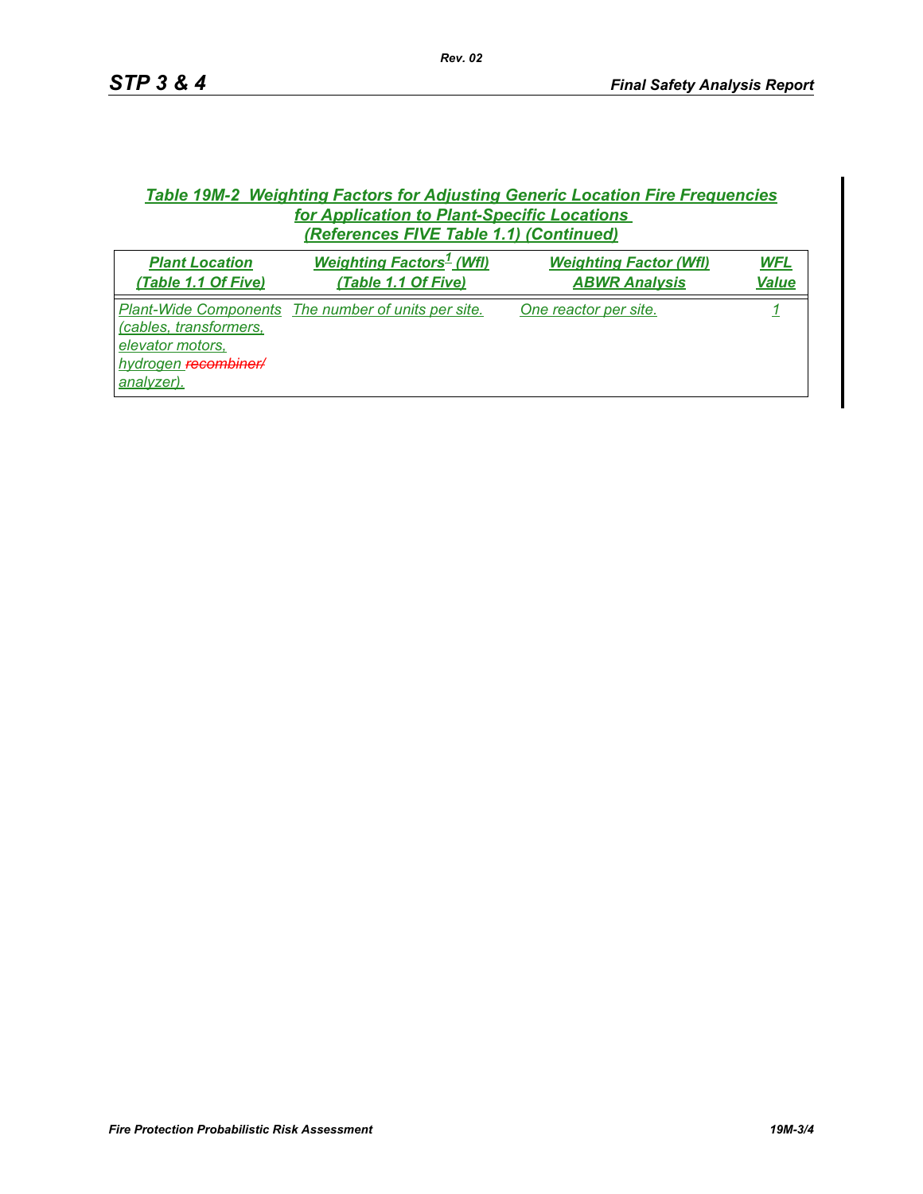### Table 19M-2 Weighting Factors for Adjusting Generic Location Fire Frequencies for Application to Plant-Specific Locations (References FIVE Table 1.1) (Continued)

| Plant Location (Table 1.1 Of Five) | Weighting Factors[1] (Wfl) (Table 1.1 Of Five) | Weighting Factor (Wfl) ABWR Analysis | WFL Value |
|---|---|---|---|
| Plant-Wide Components (cables, transformers, elevator motors, hydrogen ~~recombiner/~~ analyzer). | The number of units per site. | One reactor per site. | 1 |